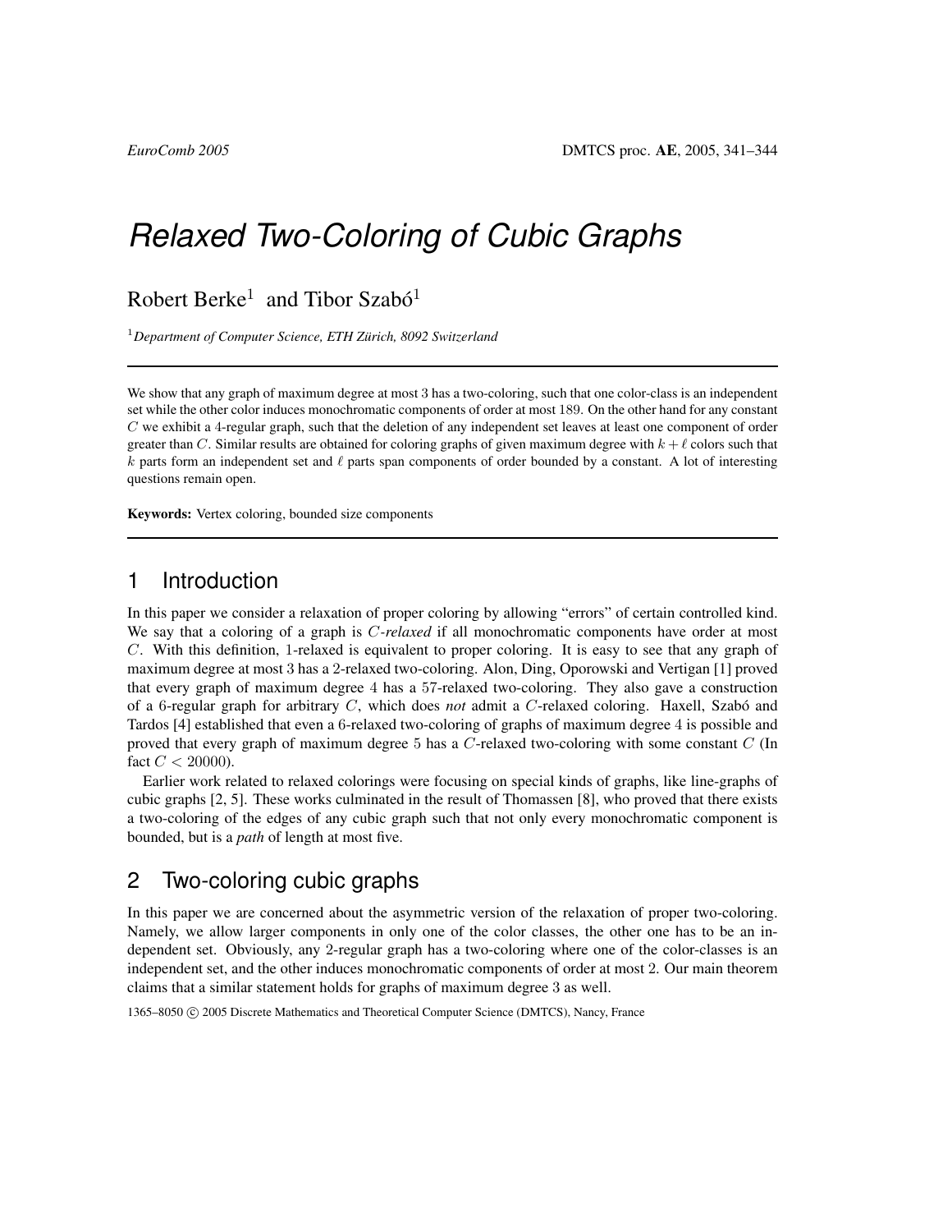# Relaxed Two-Coloring of Cubic Graphs

Robert Berke[1] and Tibor Szabó[1]

[1] *Department of Computer Science, ETH Zürich, 8092 Switzerland*

---

We show that any graph of maximum degree at most 3 has a two-coloring, such that one color-class is an independent set while the other color induces monochromatic components of order at most 189. On the other hand for any constant $C$ we exhibit a 4-regular graph, such that the deletion of any independent set leaves at least one component of order greater than $C$. Similar results are obtained for coloring graphs of given maximum degree with $k + \ell$ colors such that $k$ parts form an independent set and $\ell$ parts span components of order bounded by a constant. A lot of interesting questions remain open.

**Keywords:** Vertex coloring, bounded size components

---

## 1 Introduction

In this paper we consider a relaxation of proper coloring by allowing "errors" of certain controlled kind. We say that a coloring of a graph is $C$*-relaxed* if all monochromatic components have order at most $C$. With this definition, 1-relaxed is equivalent to proper coloring. It is easy to see that any graph of maximum degree at most 3 has a 2-relaxed two-coloring. Alon, Ding, Oporowski and Vertigan [1] proved that every graph of maximum degree 4 has a 57-relaxed two-coloring. They also gave a construction of a 6-regular graph for arbitrary $C$, which does *not* admit a $C$-relaxed coloring. Haxell, Szabó and Tardos [4] established that even a 6-relaxed two-coloring of graphs of maximum degree 4 is possible and proved that every graph of maximum degree 5 has a $C$-relaxed two-coloring with some constant $C$ (In fact $C < 20000$).

Earlier work related to relaxed colorings were focusing on special kinds of graphs, like line-graphs of cubic graphs [2, 5]. These works culminated in the result of Thomassen [8], who proved that there exists a two-coloring of the edges of any cubic graph such that not only every monochromatic component is bounded, but is a *path* of length at most five.

## 2 Two-coloring cubic graphs

In this paper we are concerned about the asymmetric version of the relaxation of proper two-coloring. Namely, we allow larger components in only one of the color classes, the other one has to be an independent set. Obviously, any 2-regular graph has a two-coloring where one of the color-classes is an independent set, and the other induces monochromatic components of order at most 2. Our main theorem claims that a similar statement holds for graphs of maximum degree 3 as well.

1365–8050 © 2005 Discrete Mathematics and Theoretical Computer Science (DMTCS), Nancy, France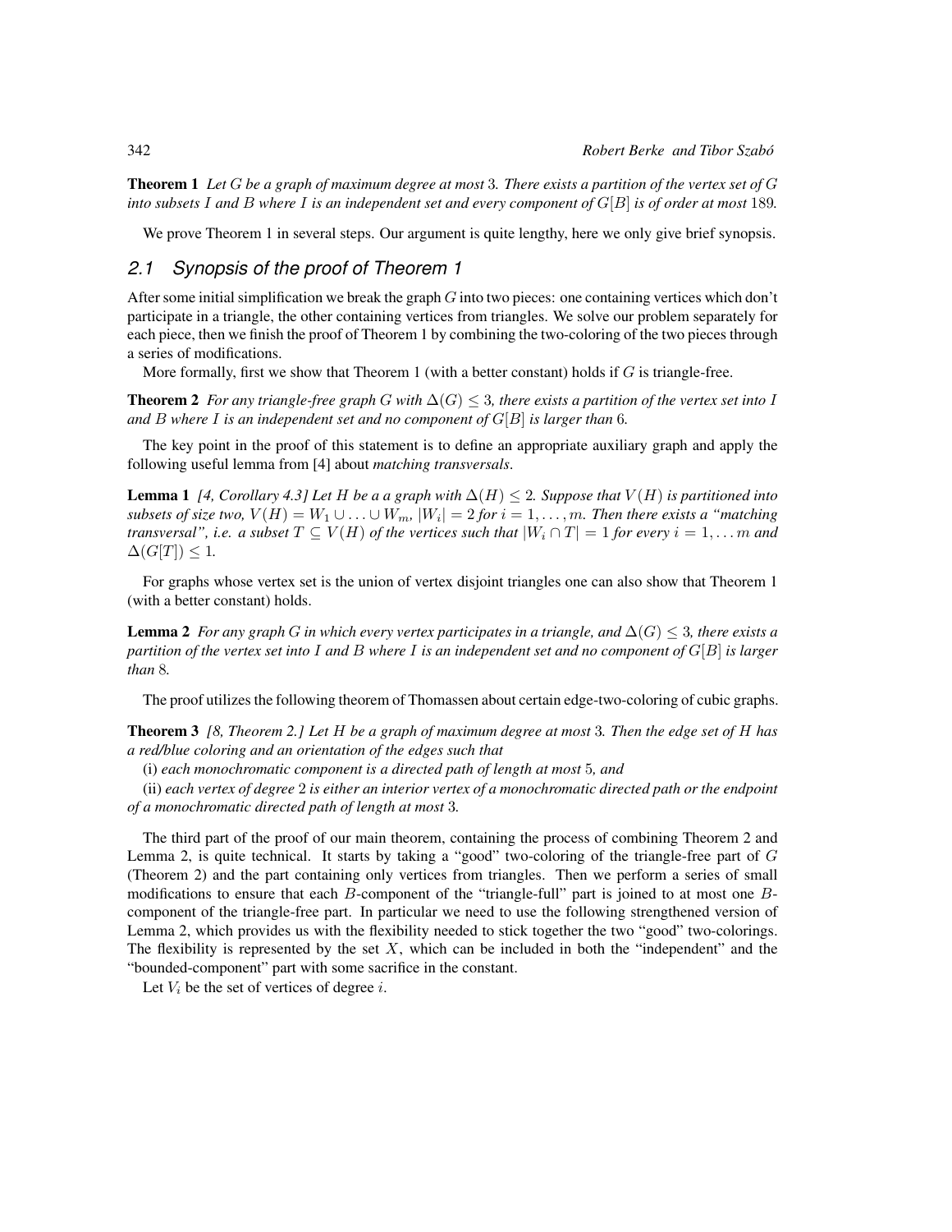**Theorem 1** *Let $G$ be a graph of maximum degree at most 3. There exists a partition of the vertex set of $G$ into subsets $I$ and $B$ where $I$ is an independent set and every component of $G[B]$ is of order at most 189.*

We prove Theorem 1 in several steps. Our argument is quite lengthy, here we only give brief synopsis.

## *2.1 Synopsis of the proof of Theorem 1*

After some initial simplification we break the graph $G$ into two pieces: one containing vertices which don't participate in a triangle, the other containing vertices from triangles. We solve our problem separately for each piece, then we finish the proof of Theorem 1 by combining the two-coloring of the two pieces through a series of modifications.

More formally, first we show that Theorem 1 (with a better constant) holds if $G$ is triangle-free.

**Theorem 2** *For any triangle-free graph $G$ with $\Delta(G) \leq 3$, there exists a partition of the vertex set into $I$ and $B$ where $I$ is an independent set and no component of $G[B]$ is larger than 6.*

The key point in the proof of this statement is to define an appropriate auxiliary graph and apply the following useful lemma from [4] about *matching transversals*.

**Lemma 1** *[4, Corollary 4.3] Let $H$ be a a graph with $\Delta(H) \leq 2$. Suppose that $V(H)$ is partitioned into subsets of size two, $V(H) = W_1 \cup \ldots \cup W_m$, $|W_i| = 2$ for $i = 1, \ldots, m$. Then there exists a "matching transversal", i.e. a subset $T \subseteq V(H)$ of the vertices such that $|W_i \cap T| = 1$ for every $i = 1, \ldots m$ and $\Delta(G[T]) \leq 1$.*

For graphs whose vertex set is the union of vertex disjoint triangles one can also show that Theorem 1 (with a better constant) holds.

**Lemma 2** *For any graph $G$ in which every vertex participates in a triangle, and $\Delta(G) \leq 3$, there exists a partition of the vertex set into $I$ and $B$ where $I$ is an independent set and no component of $G[B]$ is larger than 8.*

The proof utilizes the following theorem of Thomassen about certain edge-two-coloring of cubic graphs.

**Theorem 3** *[8, Theorem 2.] Let $H$ be a graph of maximum degree at most 3. Then the edge set of $H$ has a red/blue coloring and an orientation of the edges such that*

(i) *each monochromatic component is a directed path of length at most 5, and*

(ii) *each vertex of degree 2 is either an interior vertex of a monochromatic directed path or the endpoint of a monochromatic directed path of length at most 3.*

The third part of the proof of our main theorem, containing the process of combining Theorem 2 and Lemma 2, is quite technical. It starts by taking a "good" two-coloring of the triangle-free part of $G$ (Theorem 2) and the part containing only vertices from triangles. Then we perform a series of small modifications to ensure that each $B$-component of the "triangle-full" part is joined to at most one $B$-component of the triangle-free part. In particular we need to use the following strengthened version of Lemma 2, which provides us with the flexibility needed to stick together the two "good" two-colorings. The flexibility is represented by the set $X$, which can be included in both the "independent" and the "bounded-component" part with some sacrifice in the constant.

Let $V_i$ be the set of vertices of degree $i$.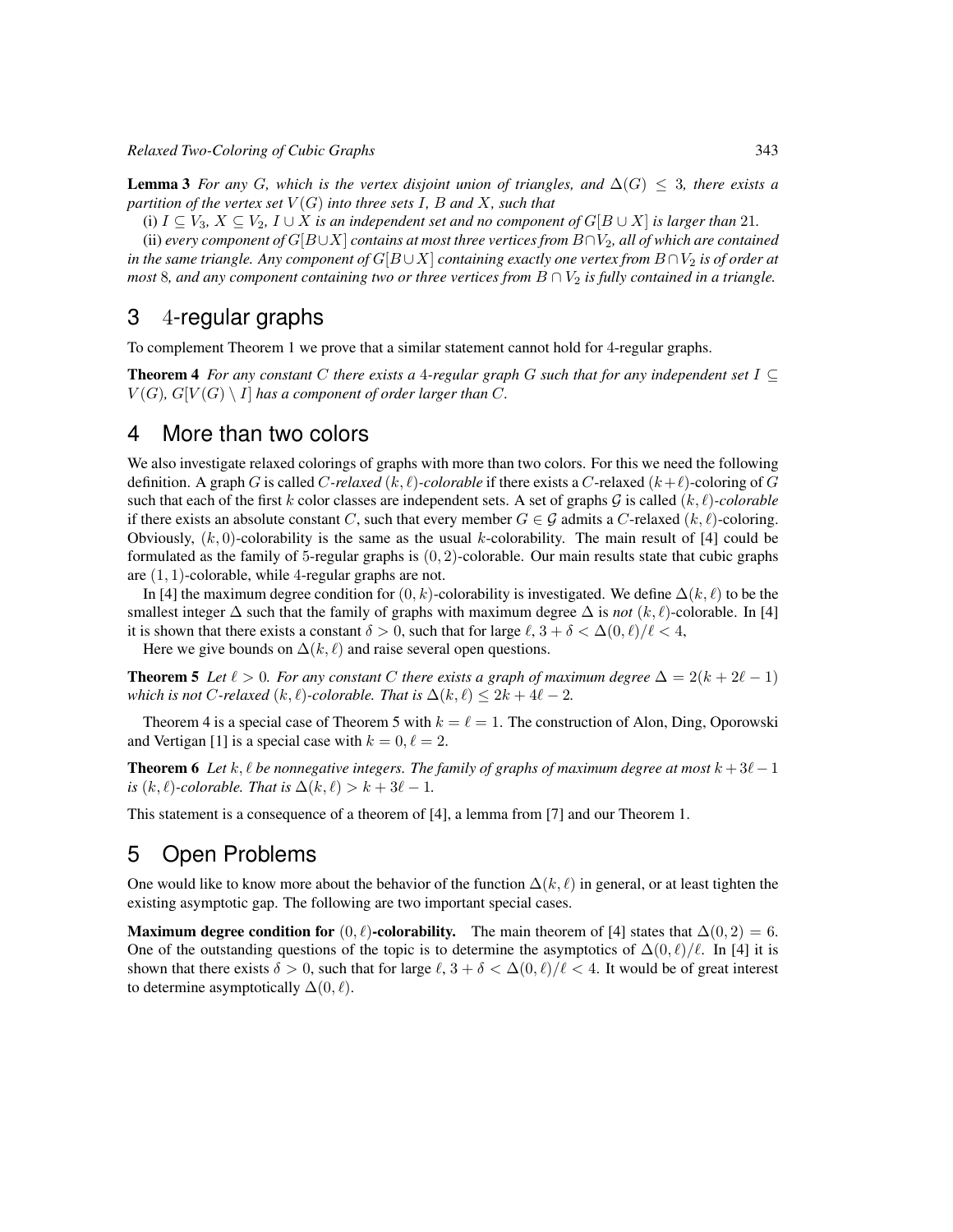**Lemma 3** *For any $G$, which is the vertex disjoint union of triangles, and $\Delta(G) \leq 3$, there exists a partition of the vertex set $V(G)$ into three sets $I$, $B$ and $X$, such that*

(i) *$I \subseteq V_3$, $X \subseteq V_2$, $I \cup X$ is an independent set and no component of $G[B \cup X]$ is larger than 21.*

(ii) *every component of $G[B \cup X]$ contains at most three vertices from $B \cap V_2$, all of which are contained in the same triangle. Any component of $G[B \cup X]$ containing exactly one vertex from $B \cap V_2$ is of order at most 8, and any component containing two or three vertices from $B \cap V_2$ is fully contained in a triangle.*

## 3 4-regular graphs

To complement Theorem 1 we prove that a similar statement cannot hold for 4-regular graphs.

**Theorem 4** *For any constant $C$ there exists a 4-regular graph $G$ such that for any independent set $I \subseteq V(G)$, $G[V(G) \setminus I]$ has a component of order larger than $C$.*

## 4 More than two colors

We also investigate relaxed colorings of graphs with more than two colors. For this we need the following definition. A graph $G$ is called *$C$-relaxed $(k, \ell)$-colorable* if there exists a $C$-relaxed $(k+\ell)$-coloring of $G$ such that each of the first $k$ color classes are independent sets. A set of graphs $\mathcal{G}$ is called *$(k, \ell)$-colorable* if there exists an absolute constant $C$, such that every member $G \in \mathcal{G}$ admits a $C$-relaxed $(k, \ell)$-coloring. Obviously, $(k, 0)$-colorability is the same as the usual $k$-colorability. The main result of [4] could be formulated as the family of 5-regular graphs is $(0, 2)$-colorable. Our main results state that cubic graphs are $(1, 1)$-colorable, while 4-regular graphs are not.

In [4] the maximum degree condition for $(0, k)$-colorability is investigated. We define $\Delta(k, \ell)$ to be the smallest integer $\Delta$ such that the family of graphs with maximum degree $\Delta$ is *not* $(k, \ell)$-colorable. In [4] it is shown that there exists a constant $\delta > 0$, such that for large $\ell$, $3 + \delta < \Delta(0, \ell)/\ell < 4$,

Here we give bounds on $\Delta(k, \ell)$ and raise several open questions.

**Theorem 5** *Let $\ell > 0$. For any constant $C$ there exists a graph of maximum degree $\Delta = 2(k + 2\ell - 1)$ which is not $C$-relaxed $(k, \ell)$-colorable. That is $\Delta(k, \ell) \leq 2k + 4\ell - 2$.*

Theorem 4 is a special case of Theorem 5 with $k = \ell = 1$. The construction of Alon, Ding, Oporowski and Vertigan [1] is a special case with $k = 0, \ell = 2$.

**Theorem 6** *Let $k, \ell$ be nonnegative integers. The family of graphs of maximum degree at most $k + 3\ell - 1$ is $(k, \ell)$-colorable. That is $\Delta(k, \ell) > k + 3\ell - 1$.*

This statement is a consequence of a theorem of [4], a lemma from [7] and our Theorem 1.

## 5 Open Problems

One would like to know more about the behavior of the function $\Delta(k, \ell)$ in general, or at least tighten the existing asymptotic gap. The following are two important special cases.

**Maximum degree condition for $(0, \ell)$-colorability.** The main theorem of [4] states that $\Delta(0, 2) = 6$. One of the outstanding questions of the topic is to determine the asymptotics of $\Delta(0, \ell)/\ell$. In [4] it is shown that there exists $\delta > 0$, such that for large $\ell$, $3 + \delta < \Delta(0, \ell)/\ell < 4$. It would be of great interest to determine asymptotically $\Delta(0, \ell)$.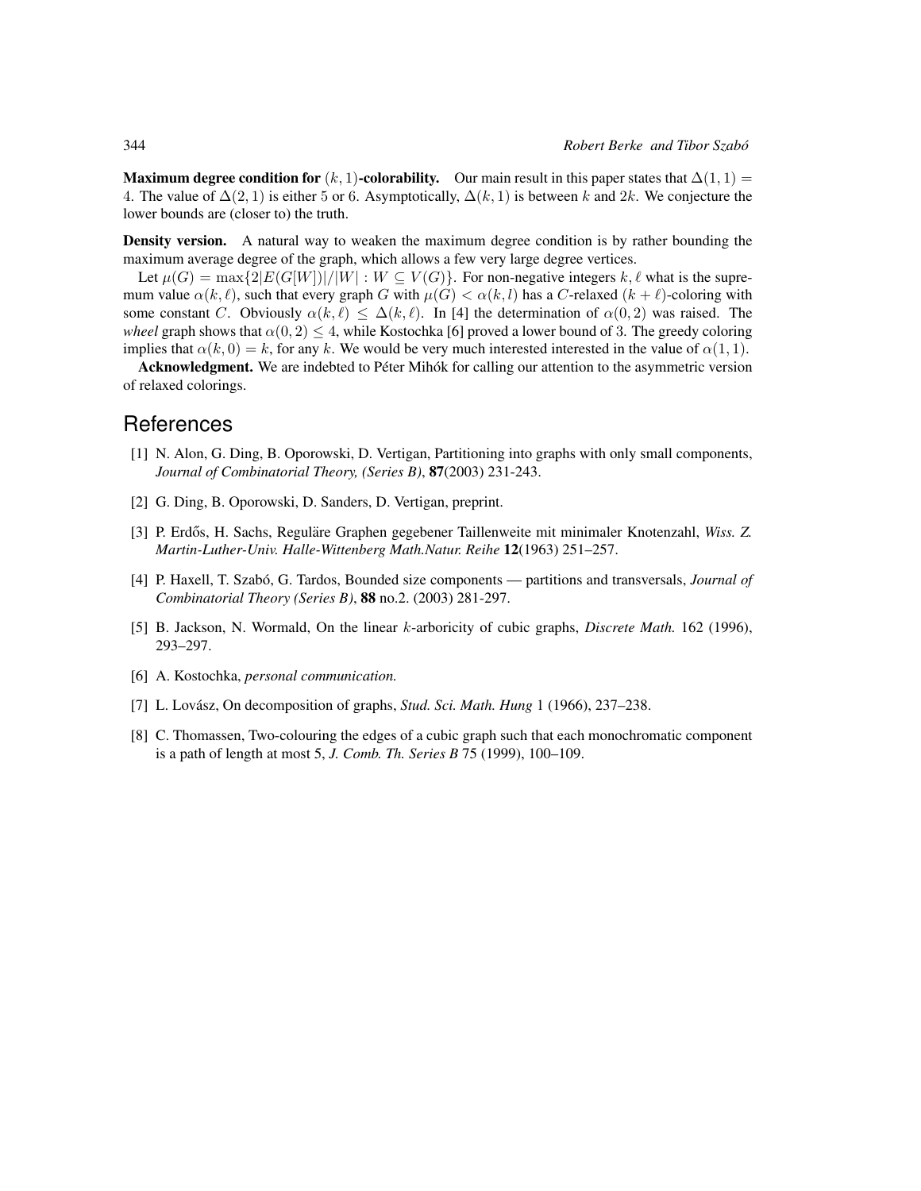**Maximum degree condition for $(k, 1)$-colorability.** Our main result in this paper states that $\Delta(1, 1) = 4$. The value of $\Delta(2, 1)$ is either 5 or 6. Asymptotically, $\Delta(k, 1)$ is between $k$ and $2k$. We conjecture the lower bounds are (closer to) the truth.

**Density version.** A natural way to weaken the maximum degree condition is by rather bounding the maximum average degree of the graph, which allows a few very large degree vertices.

Let $\mu(G) = \max\{2|E(G[W])|/|W| : W \subseteq V(G)\}$. For non-negative integers $k, \ell$ what is the supremum value $\alpha(k, \ell)$, such that every graph $G$ with $\mu(G) < \alpha(k, l)$ has a $C$-relaxed $(k + \ell)$-coloring with some constant $C$. Obviously $\alpha(k, \ell) \leq \Delta(k, \ell)$. In [4] the determination of $\alpha(0, 2)$ was raised. The *wheel* graph shows that $\alpha(0, 2) \leq 4$, while Kostochka [6] proved a lower bound of 3. The greedy coloring implies that $\alpha(k, 0) = k$, for any $k$. We would be very much interested interested in the value of $\alpha(1, 1)$.

**Acknowledgment.** We are indebted to Péter Mihók for calling our attention to the asymmetric version of relaxed colorings.

# References

[1] N. Alon, G. Ding, B. Oporowski, D. Vertigan, Partitioning into graphs with only small components, *Journal of Combinatorial Theory, (Series B)*, **87**(2003) 231-243.

[2] G. Ding, B. Oporowski, D. Sanders, D. Vertigan, preprint.

[3] P. Erdős, H. Sachs, Reguläre Graphen gegebener Taillenweite mit minimaler Knotenzahl, *Wiss. Z. Martin-Luther-Univ. Halle-Wittenberg Math.Natur. Reihe* **12**(1963) 251–257.

[4] P. Haxell, T. Szabó, G. Tardos, Bounded size components — partitions and transversals, *Journal of Combinatorial Theory (Series B)*, **88** no.2. (2003) 281-297.

[5] B. Jackson, N. Wormald, On the linear $k$-arboricity of cubic graphs, *Discrete Math.* 162 (1996), 293–297.

[6] A. Kostochka, *personal communication.*

[7] L. Lovász, On decomposition of graphs, *Stud. Sci. Math. Hung* 1 (1966), 237–238.

[8] C. Thomassen, Two-colouring the edges of a cubic graph such that each monochromatic component is a path of length at most 5, *J. Comb. Th. Series B* 75 (1999), 100–109.